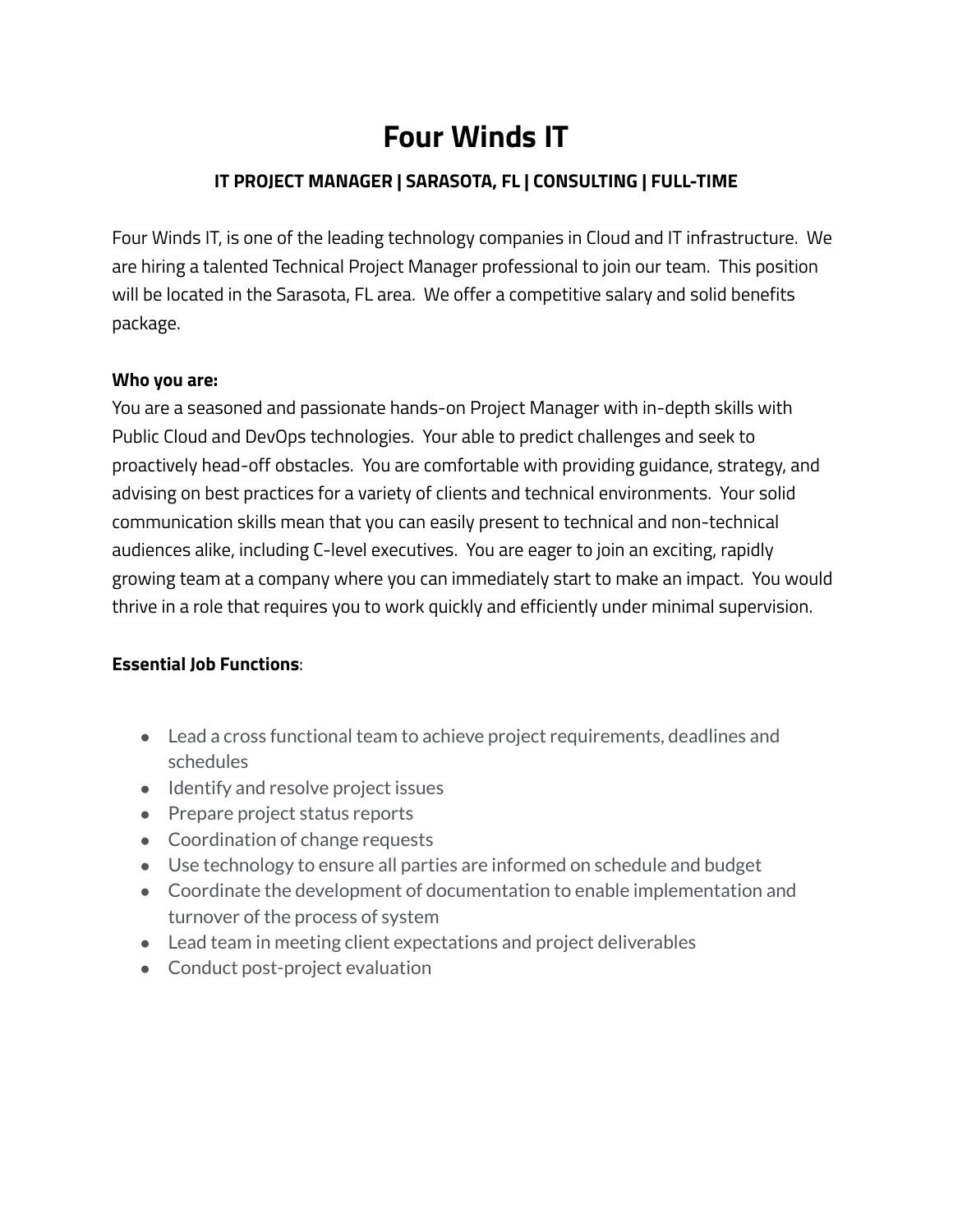# Four Winds IT

### IT PROJECT MANAGER | SARASOTA, FL | CONSULTING | FULL-TIME

Four Winds IT, is one of the leading technology companies in Cloud and IT infrastructure. We are hiring a talented Technical Project Manager professional to join our team. This position will be located in the Sarasota, FL area. We offer a competitive salary and solid benefits package.

**Who you are:**
You are a seasoned and passionate hands-on Project Manager with in-depth skills with Public Cloud and DevOps technologies. Your able to predict challenges and seek to proactively head-off obstacles. You are comfortable with providing guidance, strategy, and advising on best practices for a variety of clients and technical environments. Your solid communication skills mean that you can easily present to technical and non-technical audiences alike, including C-level executives. You are eager to join an exciting, rapidly growing team at a company where you can immediately start to make an impact. You would thrive in a role that requires you to work quickly and efficiently under minimal supervision.

**Essential Job Functions**:

- Lead a cross functional team to achieve project requirements, deadlines and schedules
- Identify and resolve project issues
- Prepare project status reports
- Coordination of change requests
- Use technology to ensure all parties are informed on schedule and budget
- Coordinate the development of documentation to enable implementation and turnover of the process of system
- Lead team in meeting client expectations and project deliverables
- Conduct post-project evaluation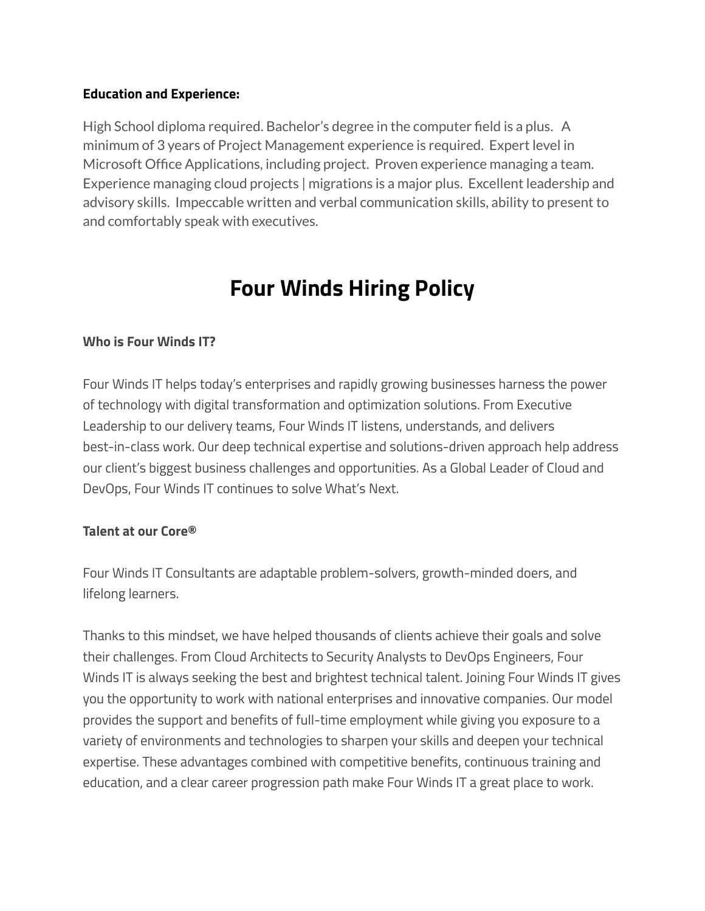**Education and Experience:**

High School diploma required. Bachelor's degree in the computer field is a plus. A minimum of 3 years of Project Management experience is required. Expert level in Microsoft Office Applications, including project. Proven experience managing a team. Experience managing cloud projects | migrations is a major plus. Excellent leadership and advisory skills. Impeccable written and verbal communication skills, ability to present to and comfortably speak with executives.

# Four Winds Hiring Policy

**Who is Four Winds IT?**

Four Winds IT helps today's enterprises and rapidly growing businesses harness the power of technology with digital transformation and optimization solutions. From Executive Leadership to our delivery teams, Four Winds IT listens, understands, and delivers best-in-class work. Our deep technical expertise and solutions-driven approach help address our client's biggest business challenges and opportunities. As a Global Leader of Cloud and DevOps, Four Winds IT continues to solve What's Next.

**Talent at our Core®**

Four Winds IT Consultants are adaptable problem-solvers, growth-minded doers, and lifelong learners.

Thanks to this mindset, we have helped thousands of clients achieve their goals and solve their challenges. From Cloud Architects to Security Analysts to DevOps Engineers, Four Winds IT is always seeking the best and brightest technical talent. Joining Four Winds IT gives you the opportunity to work with national enterprises and innovative companies. Our model provides the support and benefits of full-time employment while giving you exposure to a variety of environments and technologies to sharpen your skills and deepen your technical expertise. These advantages combined with competitive benefits, continuous training and education, and a clear career progression path make Four Winds IT a great place to work.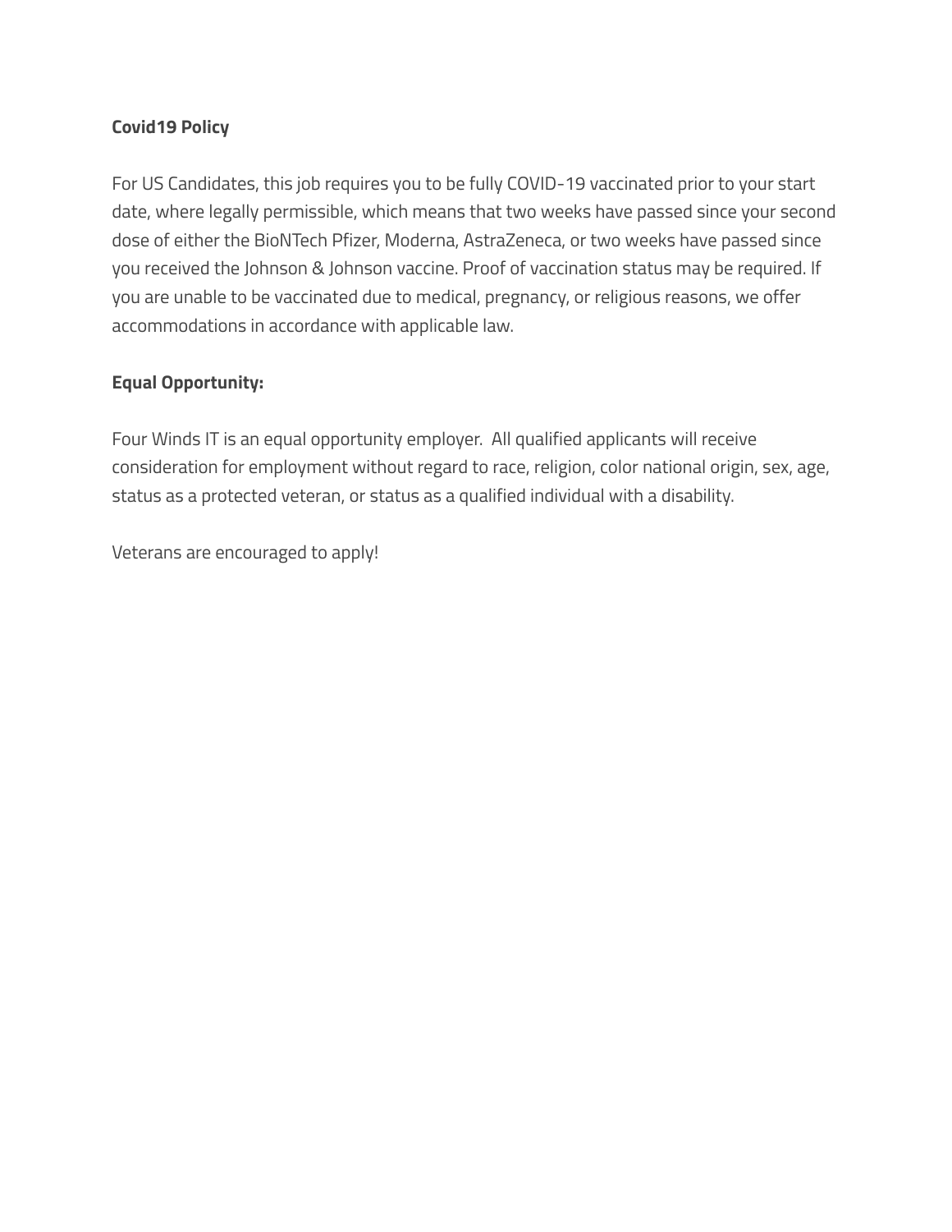**Covid19 Policy**

For US Candidates, this job requires you to be fully COVID-19 vaccinated prior to your start date, where legally permissible, which means that two weeks have passed since your second dose of either the BioNTech Pfizer, Moderna, AstraZeneca, or two weeks have passed since you received the Johnson & Johnson vaccine. Proof of vaccination status may be required. If you are unable to be vaccinated due to medical, pregnancy, or religious reasons, we offer accommodations in accordance with applicable law.

**Equal Opportunity:**

Four Winds IT is an equal opportunity employer. All qualified applicants will receive consideration for employment without regard to race, religion, color national origin, sex, age, status as a protected veteran, or status as a qualified individual with a disability.

Veterans are encouraged to apply!